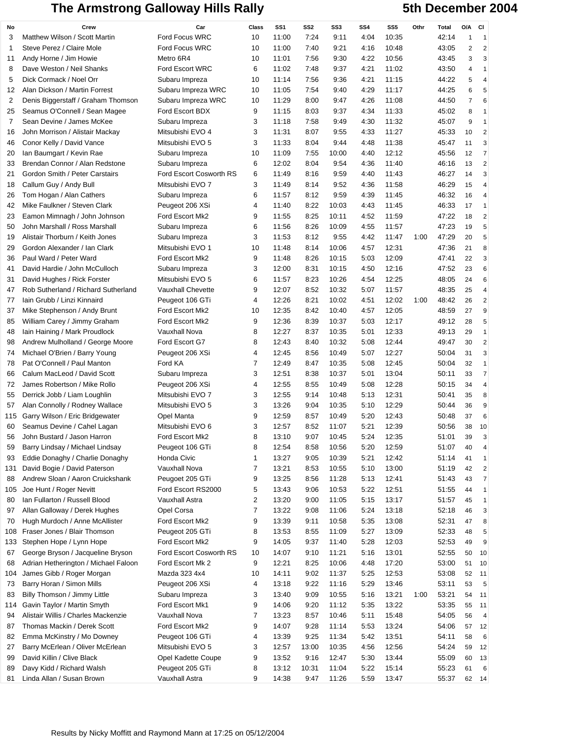# The Armstrong Galloway Hills Rally 5th December 2004

| No | Crew | Car | Class | SS1 | SS2 | SS3 | SS4 | SS5 | Othr | Total | O/A | Cl |
|---|---|---|---|---|---|---|---|---|---|---|---|---|
| 3 | Matthew Wilson / Scott Martin | Ford Focus WRC | 10 | 11:00 | 7:24 | 9:11 | 4:04 | 10:35 | | 42:14 | 1 | 1 |
| 1 | Steve Perez / Claire Mole | Ford Focus WRC | 10 | 11:00 | 7:40 | 9:21 | 4:16 | 10:48 | | 43:05 | 2 | 2 |
| 11 | Andy Horne / Jim Howie | Metro 6R4 | 10 | 11:01 | 7:56 | 9:30 | 4:22 | 10:56 | | 43:45 | 3 | 3 |
| 8 | Dave Weston / Neil Shanks | Ford Escort WRC | 6 | 11:02 | 7:48 | 9:37 | 4:21 | 11:02 | | 43:50 | 4 | 1 |
| 5 | Dick Cormack / Noel Orr | Subaru Impreza | 10 | 11:14 | 7:56 | 9:36 | 4:21 | 11:15 | | 44:22 | 5 | 4 |
| 12 | Alan Dickson / Martin Forrest | Subaru Impreza WRC | 10 | 11:05 | 7:54 | 9:40 | 4:29 | 11:17 | | 44:25 | 6 | 5 |
| 2 | Denis Biggerstaff / Graham Thomson | Subaru Impreza WRC | 10 | 11:29 | 8:00 | 9:47 | 4:26 | 11:08 | | 44:50 | 7 | 6 |
| 25 | Seamus O'Connell / Sean Magee | Ford Escort BDX | 9 | 11:15 | 8:03 | 9:37 | 4:34 | 11:33 | | 45:02 | 8 | 1 |
| 7 | Sean Devine / James McKee | Subaru Impreza | 3 | 11:18 | 7:58 | 9:49 | 4:30 | 11:32 | | 45:07 | 9 | 1 |
| 16 | John Morrison / Alistair Mackay | Mitsubishi EVO 4 | 3 | 11:31 | 8:07 | 9:55 | 4:33 | 11:27 | | 45:33 | 10 | 2 |
| 46 | Conor Kelly / David Vance | Mitsubishi EVO 5 | 3 | 11:33 | 8:04 | 9:44 | 4:48 | 11:38 | | 45:47 | 11 | 3 |
| 20 | Ian Baumgart / Kevin Rae | Subaru Impreza | 10 | 11:09 | 7:55 | 10:00 | 4:40 | 12:12 | | 45:56 | 12 | 7 |
| 33 | Brendan Connor / Alan Redstone | Subaru Impreza | 6 | 12:02 | 8:04 | 9:54 | 4:36 | 11:40 | | 46:16 | 13 | 2 |
| 21 | Gordon Smith / Peter Carstairs | Ford Escort Cosworth RS | 6 | 11:49 | 8:16 | 9:59 | 4:40 | 11:43 | | 46:27 | 14 | 3 |
| 18 | Callum Guy / Andy Bull | Mitsubishi EVO 7 | 3 | 11:49 | 8:14 | 9:52 | 4:36 | 11:58 | | 46:29 | 15 | 4 |
| 26 | Tom Hogan / Alan Cathers | Subaru Impreza | 6 | 11:57 | 8:12 | 9:59 | 4:39 | 11:45 | | 46:32 | 16 | 4 |
| 42 | Mike Faulkner / Steven Clark | Peugeot 206 XSi | 4 | 11:40 | 8:22 | 10:03 | 4:43 | 11:45 | | 46:33 | 17 | 1 |
| 23 | Eamon Mimnagh / John Johnson | Ford Escort Mk2 | 9 | 11:55 | 8:25 | 10:11 | 4:52 | 11:59 | | 47:22 | 18 | 2 |
| 50 | John Marshall / Ross Marshall | Subaru Impreza | 6 | 11:56 | 8:26 | 10:09 | 4:55 | 11:57 | | 47:23 | 19 | 5 |
| 19 | Alistair Thorburn / Keith Jones | Subaru Impreza | 3 | 11:53 | 8:12 | 9:55 | 4:42 | 11:47 | 1:00 | 47:29 | 20 | 5 |
| 29 | Gordon Alexander / Ian Clark | Mitsubishi EVO 1 | 10 | 11:48 | 8:14 | 10:06 | 4:57 | 12:31 | | 47:36 | 21 | 8 |
| 36 | Paul Ward / Peter Ward | Ford Escort Mk2 | 9 | 11:48 | 8:26 | 10:15 | 5:03 | 12:09 | | 47:41 | 22 | 3 |
| 41 | David Hardie / John McCulloch | Subaru Impreza | 3 | 12:00 | 8:31 | 10:15 | 4:50 | 12:16 | | 47:52 | 23 | 6 |
| 31 | David Hughes / Rick Forster | Mitsubishi EVO 5 | 6 | 11:57 | 8:23 | 10:26 | 4:54 | 12:25 | | 48:05 | 24 | 6 |
| 47 | Rob Sutherland / Richard Sutherland | Vauxhall Chevette | 9 | 12:07 | 8:52 | 10:32 | 5:07 | 11:57 | | 48:35 | 25 | 4 |
| 77 | Iain Grubb / Linzi Kinnaird | Peugeot 106 GTi | 4 | 12:26 | 8:21 | 10:02 | 4:51 | 12:02 | 1:00 | 48:42 | 26 | 2 |
| 37 | Mike Stephenson / Andy Brunt | Ford Escort Mk2 | 10 | 12:35 | 8:42 | 10:40 | 4:57 | 12:05 | | 48:59 | 27 | 9 |
| 85 | William Carey / Jimmy Graham | Ford Escort Mk2 | 9 | 12:36 | 8:39 | 10:37 | 5:03 | 12:17 | | 49:12 | 28 | 5 |
| 48 | Iain Haining / Mark Proudlock | Vauxhall Nova | 8 | 12:27 | 8:37 | 10:35 | 5:01 | 12:33 | | 49:13 | 29 | 1 |
| 98 | Andrew Mulholland / George Moore | Ford Escort G7 | 8 | 12:43 | 8:40 | 10:32 | 5:08 | 12:44 | | 49:47 | 30 | 2 |
| 74 | Michael O'Brien / Barry Young | Peugeot 206 XSi | 4 | 12:45 | 8:56 | 10:49 | 5:07 | 12:27 | | 50:04 | 31 | 3 |
| 78 | Pat O'Connell / Paul Manton | Ford KA | 7 | 12:49 | 8:47 | 10:35 | 5:08 | 12:45 | | 50:04 | 32 | 1 |
| 66 | Calum MacLeod / David Scott | Subaru Impreza | 3 | 12:51 | 8:38 | 10:37 | 5:01 | 13:04 | | 50:11 | 33 | 7 |
| 72 | James Robertson / Mike Rollo | Peugeot 206 XSi | 4 | 12:55 | 8:55 | 10:49 | 5:08 | 12:28 | | 50:15 | 34 | 4 |
| 55 | Derrick Jobb / Liam Loughlin | Mitsubishi EVO 7 | 3 | 12:55 | 9:14 | 10:48 | 5:13 | 12:31 | | 50:41 | 35 | 8 |
| 57 | Alan Connolly / Rodney Wallace | Mitsubishi EVO 5 | 3 | 13:26 | 9:04 | 10:35 | 5:10 | 12:29 | | 50:44 | 36 | 9 |
| 115 | Garry Wilson / Eric Bridgewater | Opel Manta | 9 | 12:59 | 8:57 | 10:49 | 5:20 | 12:43 | | 50:48 | 37 | 6 |
| 60 | Seamus Devine / Cahel Lagan | Mitsubishi EVO 6 | 3 | 12:57 | 8:52 | 11:07 | 5:21 | 12:39 | | 50:56 | 38 | 10 |
| 56 | John Bustard / Jason Harron | Ford Escort Mk2 | 8 | 13:10 | 9:07 | 10:45 | 5:24 | 12:35 | | 51:01 | 39 | 3 |
| 59 | Barry Lindsay / Michael Lindsay | Peugeot 106 GTi | 8 | 12:54 | 8:58 | 10:56 | 5:20 | 12:59 | | 51:07 | 40 | 4 |
| 93 | Eddie Donaghy / Charlie Donaghy | Honda Civic | 1 | 13:27 | 9:05 | 10:39 | 5:21 | 12:42 | | 51:14 | 41 | 1 |
| 131 | David Bogie / David Paterson | Vauxhall Nova | 7 | 13:21 | 8:53 | 10:55 | 5:10 | 13:00 | | 51:19 | 42 | 2 |
| 88 | Andrew Sloan / Aaron Cruickshank | Peugoet 205 GTi | 9 | 13:25 | 8:56 | 11:28 | 5:13 | 12:41 | | 51:43 | 43 | 7 |
| 105 | Joe Hunt / Roger Nevitt | Ford Escort RS2000 | 5 | 13:43 | 9:06 | 10:53 | 5:22 | 12:51 | | 51:55 | 44 | 1 |
| 80 | Ian Fullarton / Russell Blood | Vauxhall Astra | 2 | 13:20 | 9:00 | 11:05 | 5:15 | 13:17 | | 51:57 | 45 | 1 |
| 97 | Allan Galloway / Derek Hughes | Opel Corsa | 7 | 13:22 | 9:08 | 11:06 | 5:24 | 13:18 | | 52:18 | 46 | 3 |
| 70 | Hugh Murdoch / Anne McAllister | Ford Escort Mk2 | 9 | 13:39 | 9:11 | 10:58 | 5:35 | 13:08 | | 52:31 | 47 | 8 |
| 108 | Fraser Jones / Blair Thomson | Peugeot 205 GTi | 8 | 13:53 | 8:55 | 11:09 | 5:27 | 13:09 | | 52:33 | 48 | 5 |
| 133 | Stephen Hope / Lynn Hope | Ford Escort Mk2 | 9 | 14:05 | 9:37 | 11:40 | 5:28 | 12:03 | | 52:53 | 49 | 9 |
| 67 | George Bryson / Jacqueline Bryson | Ford Escort Cosworth RS | 10 | 14:07 | 9:10 | 11:21 | 5:16 | 13:01 | | 52:55 | 50 | 10 |
| 68 | Adrian Hetherington / Michael Faloon | Ford Escort Mk 2 | 9 | 12:21 | 8:25 | 10:06 | 4:48 | 17:20 | | 53:00 | 51 | 10 |
| 104 | James Gibb / Roger Morgan | Mazda 323 4x4 | 10 | 14:11 | 9:02 | 11:37 | 5:25 | 12:53 | | 53:08 | 52 | 11 |
| 73 | Barry Horan / Simon Mills | Peugeot 206 XSi | 4 | 13:18 | 9:22 | 11:16 | 5:29 | 13:46 | | 53:11 | 53 | 5 |
| 83 | Billy Thomson / Jimmy Little | Subaru Impreza | 3 | 13:40 | 9:09 | 10:55 | 5:16 | 13:21 | 1:00 | 53:21 | 54 | 11 |
| 114 | Gavin Taylor / Martin Smyth | Ford Escort Mk1 | 9 | 14:06 | 9:20 | 11:12 | 5:35 | 13:22 | | 53:35 | 55 | 11 |
| 94 | Alistair Willis / Charles Mackenzie | Vauxhall Nova | 7 | 13:23 | 8:57 | 10:46 | 5:11 | 15:48 | | 54:05 | 56 | 4 |
| 87 | Thomas Mackin / Derek Scott | Ford Escort Mk2 | 9 | 14:07 | 9:28 | 11:14 | 5:53 | 13:24 | | 54:06 | 57 | 12 |
| 82 | Emma McKinstry / Mo Downey | Peugeot 106 GTi | 4 | 13:39 | 9:25 | 11:34 | 5:42 | 13:51 | | 54:11 | 58 | 6 |
| 27 | Barry McErlean / Oliver McErlean | Mitsubishi EVO 5 | 3 | 12:57 | 13:00 | 10:35 | 4:56 | 12:56 | | 54:24 | 59 | 12 |
| 99 | David Killin / Clive Black | Opel Kadette Coupe | 9 | 13:52 | 9:16 | 12:47 | 5:30 | 13:44 | | 55:09 | 60 | 13 |
| 89 | Davy Kidd / Richard Walsh | Peugeot 205 GTi | 8 | 13:12 | 10:31 | 11:04 | 5:22 | 15:14 | | 55:23 | 61 | 6 |
| 81 | Linda Allan / Susan Brown | Vauxhall Astra | 9 | 14:38 | 9:47 | 11:26 | 5:59 | 13:47 | | 55:37 | 62 | 14 |

Results by Nicky Moffitt and Raymond Mann at 17:25 on 05/12/2004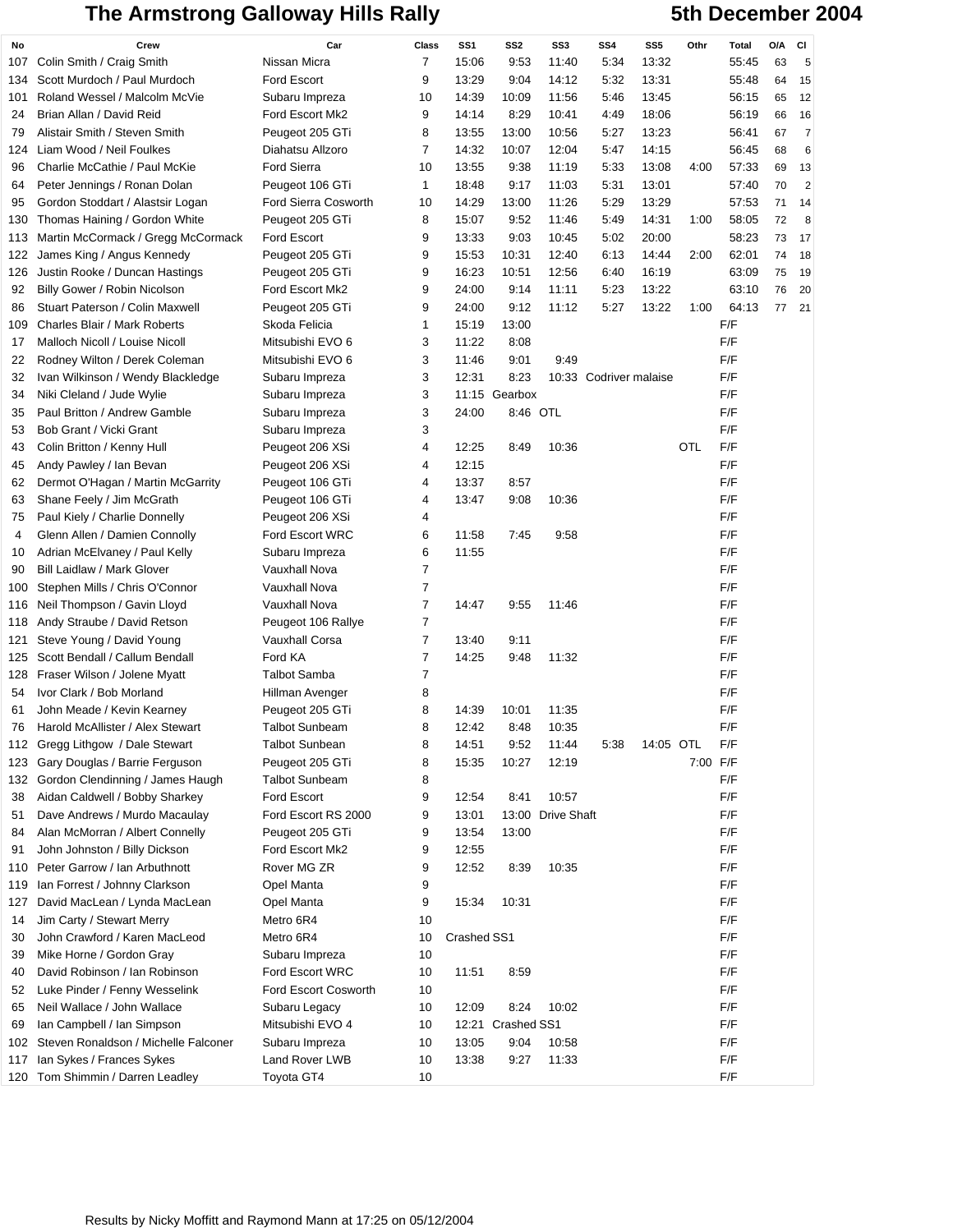# The Armstrong Galloway Hills Rally

**5th December 2004**

| No | Crew | Car | Class | SS1 | SS2 | SS3 | SS4 | SS5 | Othr | Total | O/A | Cl |
|---|---|---|---|---|---|---|---|---|---|---|---|---|
| 107 | Colin Smith / Craig Smith | Nissan Micra | 7 | 15:06 | 9:53 | 11:40 | 5:34 | 13:32 | | 55:45 | 63 | 5 |
| 134 | Scott Murdoch / Paul Murdoch | Ford Escort | 9 | 13:29 | 9:04 | 14:12 | 5:32 | 13:31 | | 55:48 | 64 | 15 |
| 101 | Roland Wessel / Malcolm McVie | Subaru Impreza | 10 | 14:39 | 10:09 | 11:56 | 5:46 | 13:45 | | 56:15 | 65 | 12 |
| 24 | Brian Allan / David Reid | Ford Escort Mk2 | 9 | 14:14 | 8:29 | 10:41 | 4:49 | 18:06 | | 56:19 | 66 | 16 |
| 79 | Alistair Smith / Steven Smith | Peugeot 205 GTi | 8 | 13:55 | 13:00 | 10:56 | 5:27 | 13:23 | | 56:41 | 67 | 7 |
| 124 | Liam Wood / Neil Foulkes | Diahatsu Allzoro | 7 | 14:32 | 10:07 | 12:04 | 5:47 | 14:15 | | 56:45 | 68 | 6 |
| 96 | Charlie McCathie / Paul McKie | Ford Sierra | 10 | 13:55 | 9:38 | 11:19 | 5:33 | 13:08 | 4:00 | 57:33 | 69 | 13 |
| 64 | Peter Jennings / Ronan Dolan | Peugeot 106 GTi | 1 | 18:48 | 9:17 | 11:03 | 5:31 | 13:01 | | 57:40 | 70 | 2 |
| 95 | Gordon Stoddart / Alastsir Logan | Ford Sierra Cosworth | 10 | 14:29 | 13:00 | 11:26 | 5:29 | 13:29 | | 57:53 | 71 | 14 |
| 130 | Thomas Haining / Gordon White | Peugeot 205 GTi | 8 | 15:07 | 9:52 | 11:46 | 5:49 | 14:31 | 1:00 | 58:05 | 72 | 8 |
| 113 | Martin McCormack / Gregg McCormack | Ford Escort | 9 | 13:33 | 9:03 | 10:45 | 5:02 | 20:00 | | 58:23 | 73 | 17 |
| 122 | James King / Angus Kennedy | Peugeot 205 GTi | 9 | 15:53 | 10:31 | 12:40 | 6:13 | 14:44 | 2:00 | 62:01 | 74 | 18 |
| 126 | Justin Rooke / Duncan Hastings | Peugeot 205 GTi | 9 | 16:23 | 10:51 | 12:56 | 6:40 | 16:19 | | 63:09 | 75 | 19 |
| 92 | Billy Gower / Robin Nicolson | Ford Escort Mk2 | 9 | 24:00 | 9:14 | 11:11 | 5:23 | 13:22 | | 63:10 | 76 | 20 |
| 86 | Stuart Paterson / Colin Maxwell | Peugeot 205 GTi | 9 | 24:00 | 9:12 | 11:12 | 5:27 | 13:22 | 1:00 | 64:13 | 77 | 21 |
| 109 | Charles Blair / Mark Roberts | Skoda Felicia | 1 | 15:19 | 13:00 | | | | | F/F | | |
| 17 | Malloch Nicoll / Louise Nicoll | Mitsubishi EVO 6 | 3 | 11:22 | 8:08 | | | | | F/F | | |
| 22 | Rodney Wilton / Derek Coleman | Mitsubishi EVO 6 | 3 | 11:46 | 9:01 | 9:49 | | | | F/F | | |
| 32 | Ivan Wilkinson / Wendy Blackledge | Subaru Impreza | 3 | 12:31 | 8:23 | 10:33 | Codriver malaise | | | F/F | | |
| 34 | Niki Cleland / Jude Wylie | Subaru Impreza | 3 | 11:15 | Gearbox | | | | | F/F | | |
| 35 | Paul Britton / Andrew Gamble | Subaru Impreza | 3 | 24:00 | 8:46 | OTL | | | | F/F | | |
| 53 | Bob Grant / Vicki Grant | Subaru Impreza | 3 | | | | | | | F/F | | |
| 43 | Colin Britton / Kenny Hull | Peugeot 206 XSi | 4 | 12:25 | 8:49 | 10:36 | | | OTL | F/F | | |
| 45 | Andy Pawley / Ian Bevan | Peugeot 206 XSi | 4 | 12:15 | | | | | | F/F | | |
| 62 | Dermot O'Hagan / Martin McGarrity | Peugeot 106 GTi | 4 | 13:37 | 8:57 | | | | | F/F | | |
| 63 | Shane Feely / Jim McGrath | Peugeot 106 GTi | 4 | 13:47 | 9:08 | 10:36 | | | | F/F | | |
| 75 | Paul Kiely / Charlie Donnelly | Peugeot 206 XSi | 4 | | | | | | | F/F | | |
| 4 | Glenn Allen / Damien Connolly | Ford Escort WRC | 6 | 11:58 | 7:45 | 9:58 | | | | F/F | | |
| 10 | Adrian McElvaney / Paul Kelly | Subaru Impreza | 6 | 11:55 | | | | | | F/F | | |
| 90 | Bill Laidlaw / Mark Glover | Vauxhall Nova | 7 | | | | | | | F/F | | |
| 100 | Stephen Mills / Chris O'Connor | Vauxhall Nova | 7 | | | | | | | F/F | | |
| 116 | Neil Thompson / Gavin Lloyd | Vauxhall Nova | 7 | 14:47 | 9:55 | 11:46 | | | | F/F | | |
| 118 | Andy Straube / David Retson | Peugeot 106 Rallye | 7 | | | | | | | F/F | | |
| 121 | Steve Young / David Young | Vauxhall Corsa | 7 | 13:40 | 9:11 | | | | | F/F | | |
| 125 | Scott Bendall / Callum Bendall | Ford KA | 7 | 14:25 | 9:48 | 11:32 | | | | F/F | | |
| 128 | Fraser Wilson / Jolene Myatt | Talbot Samba | 7 | | | | | | | F/F | | |
| 54 | Ivor Clark / Bob Morland | Hillman Avenger | 8 | | | | | | | F/F | | |
| 61 | John Meade / Kevin Kearney | Peugeot 205 GTi | 8 | 14:39 | 10:01 | 11:35 | | | | F/F | | |
| 76 | Harold McAllister / Alex Stewart | Talbot Sunbean | 8 | 12:42 | 8:48 | 10:35 | | | | F/F | | |
| 112 | Gregg Lithgow / Dale Stewart | Talbot Sunbean | 8 | 14:51 | 9:52 | 11:44 | 5:38 | 14:05 | OTL | F/F | | |
| 123 | Gary Douglas / Barrie Ferguson | Peugeot 205 GTi | 8 | 15:35 | 10:27 | 12:19 | | | 7:00 | F/F | | |
| 132 | Gordon Clendinning / James Haugh | Talbot Sunbean | 8 | | | | | | | F/F | | |
| 38 | Aidan Caldwell / Bobby Sharkey | Ford Escort | 9 | 12:54 | 8:41 | 10:57 | | | | F/F | | |
| 51 | Dave Andrews / Murdo Macaulay | Ford Escort RS 2000 | 9 | 13:01 | 13:00 | Drive Shaft | | | | F/F | | |
| 84 | Alan McMorran / Albert Connelly | Peugeot 205 GTi | 9 | 13:54 | 13:00 | | | | | F/F | | |
| 91 | John Johnston / Billy Dickson | Ford Escort Mk2 | 9 | 12:55 | | | | | | F/F | | |
| 110 | Peter Garrow / Ian Arbuthnott | Rover MG ZR | 9 | 12:52 | 8:39 | 10:35 | | | | F/F | | |
| 119 | Ian Forrest / Johnny Clarkson | Opel Manta | 9 | | | | | | | F/F | | |
| 127 | David MacLean / Lynda MacLean | Opel Manta | 9 | 15:34 | 10:31 | | | | | F/F | | |
| 14 | Jim Carty / Stewart Merry | Metro 6R4 | 10 | | | | | | | F/F | | |
| 30 | John Crawford / Karen MacLeod | Metro 6R4 | 10 | Crashed SS1 | | | | | | F/F | | |
| 39 | Mike Horne / Gordon Gray | Subaru Impreza | 10 | | | | | | | F/F | | |
| 40 | David Robinson / Ian Robinson | Ford Escort WRC | 10 | 11:51 | 8:59 | | | | | F/F | | |
| 52 | Luke Pinder / Fenny Wesselink | Ford Escort Cosworth | 10 | | | | | | | F/F | | |
| 65 | Neil Wallace / John Wallace | Subaru Legacy | 10 | 12:09 | 8:24 | 10:02 | | | | F/F | | |
| 69 | Ian Campbell / Ian Simpson | Mitsubishi EVO 4 | 10 | 12:21 | Crashed SS1 | | | | | F/F | | |
| 102 | Steven Ronaldson / Michelle Falconer | Subaru Impreza | 10 | 13:05 | 9:04 | 10:58 | | | | F/F | | |
| 117 | Ian Sykes / Frances Sykes | Land Rover LWB | 10 | 13:38 | 9:27 | 11:33 | | | | F/F | | |
| 120 | Tom Shimmin / Darren Leadley | Toyota GT4 | 10 | | | | | | | F/F | | |

Results by Nicky Moffitt and Raymond Mann at 17:25 on 05/12/2004